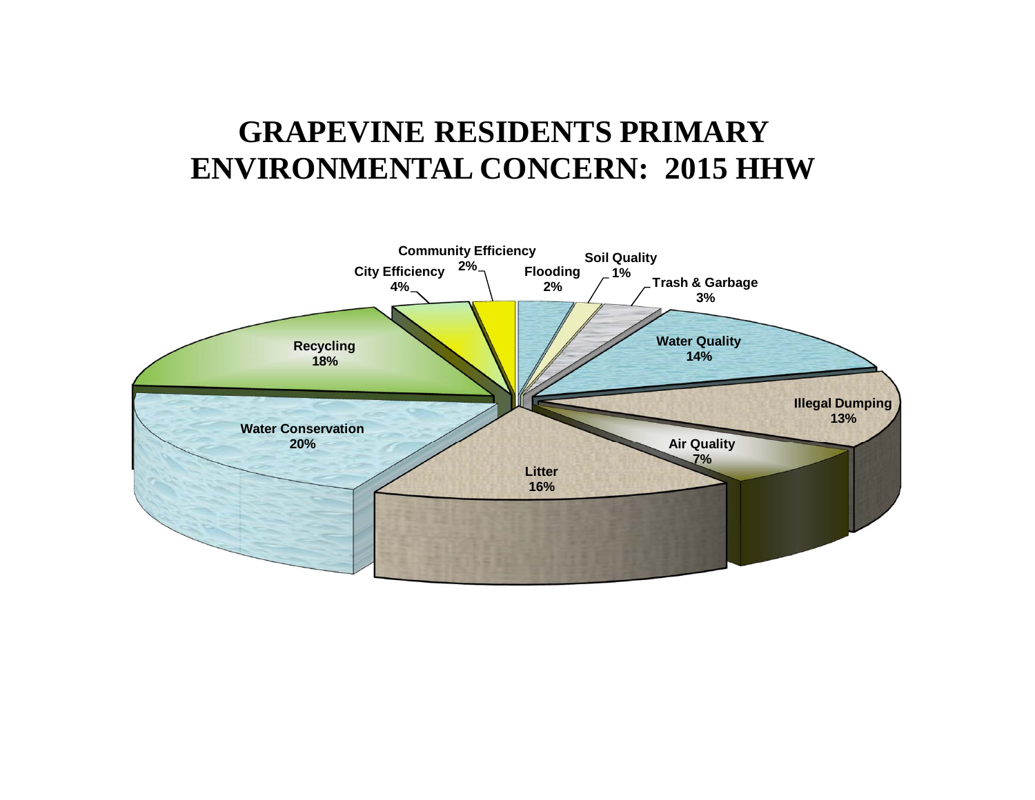# GRAPEVINE RESIDENTS PRIMARY ENVIRONMENTAL CONCERN: 2015 HHW

Community Efficiency 2%

Soil Quality 1%

City Efficiency 4%

Flooding 2%

Trash & Garbage 3%

Water Quality 14%

Recycling 18%

Illegal Dumping 13%

Water Conservation 20%

Air Quality 7%

Litter 16%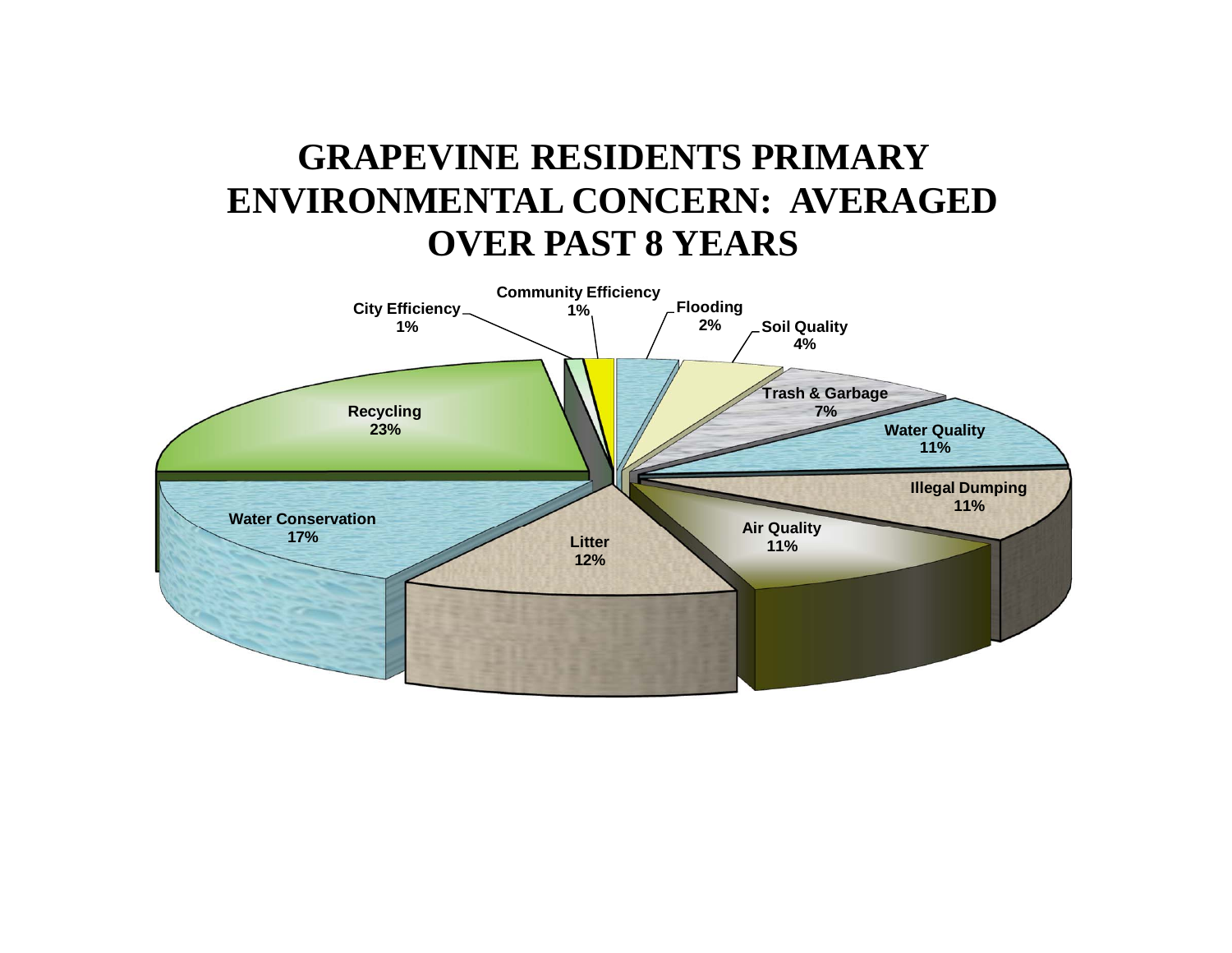# GRAPEVINE RESIDENTS PRIMARY ENVIRONMENTAL CONCERN: AVERAGED OVER PAST 8 YEARS

| Concern | Percentage |
|---|---|
| Community Efficiency | 1% |
| Flooding | 2% |
| Soil Quality | 4% |
| Trash & Garbage | 7% |
| Water Quality | 11% |
| Illegal Dumping | 11% |
| Air Quality | 11% |
| Litter | 12% |
| Water Conservation | 17% |
| Recycling | 23% |
| City Efficiency | 1% |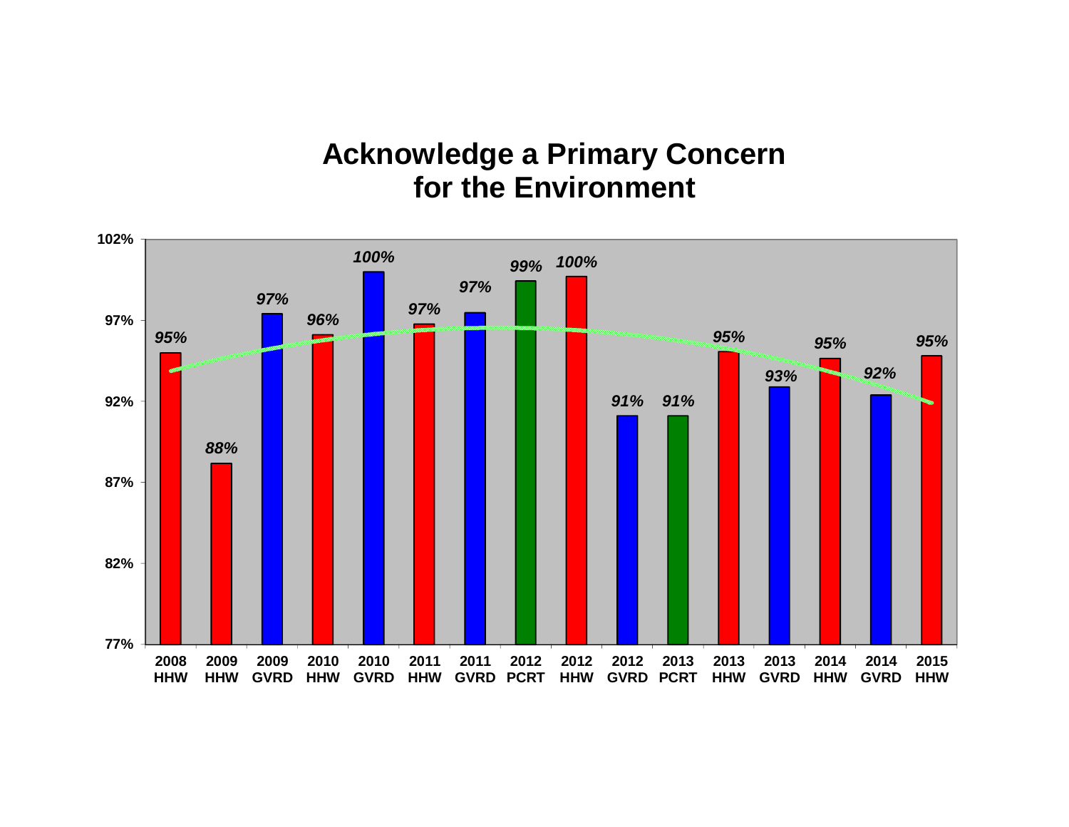# Acknowledge a Primary Concern for the Environment

| Survey | Percentage |
|---|---|
| 2008 HHW | 95% |
| 2009 HHW | 88% |
| 2009 GVRD | 97% |
| 2010 HHW | 96% |
| 2010 GVRD | 100% |
| 2011 HHW | 97% |
| 2011 GVRD | 97% |
| 2012 PCRT | 99% |
| 2012 HHW | 100% |
| 2012 GVRD | 91% |
| 2013 PCRT | 91% |
| 2013 HHW | 95% |
| 2013 GVRD | 93% |
| 2014 HHW | 95% |
| 2014 GVRD | 92% |
| 2015 HHW | 95% |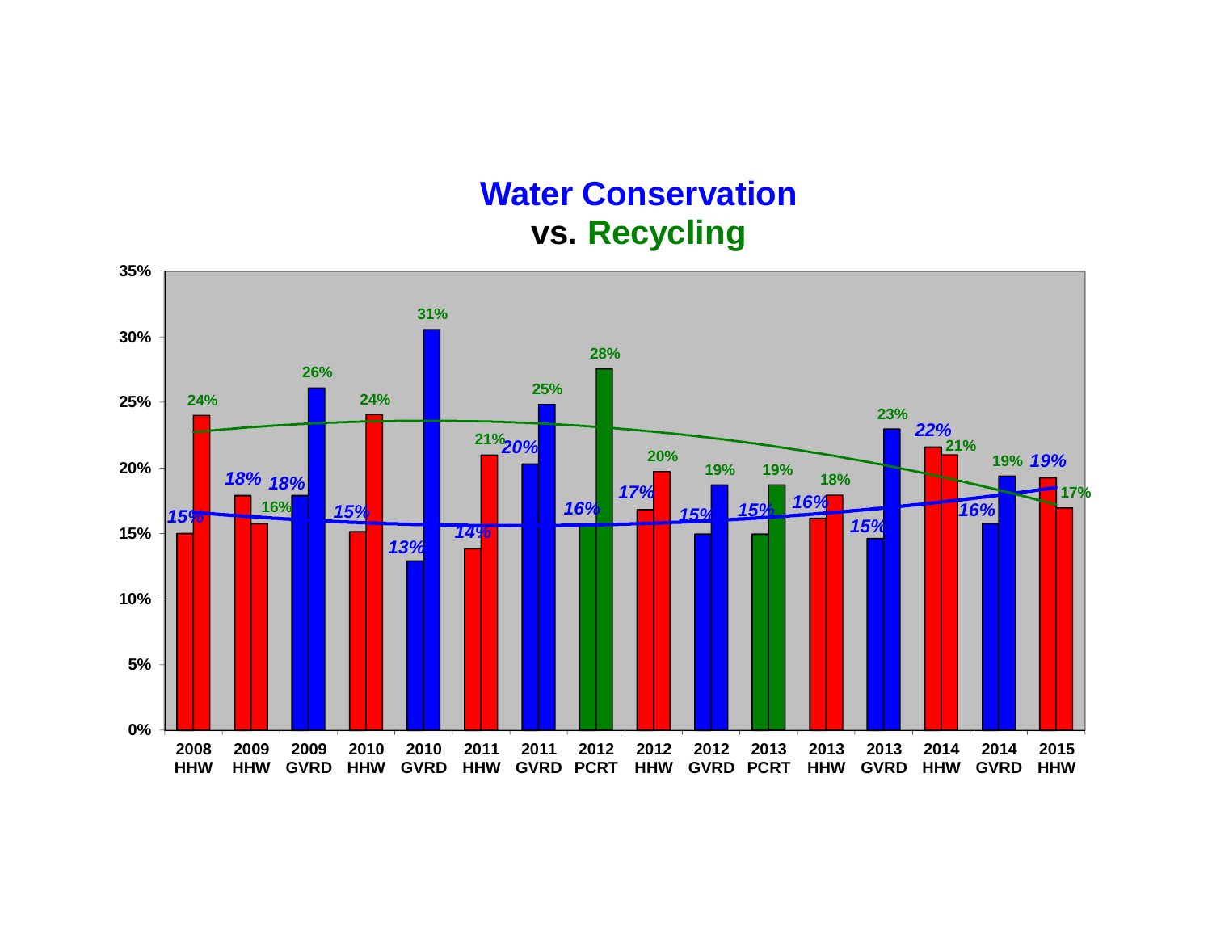# Water Conservation vs. Recycling

| Survey | Water Conservation | Recycling |
|---|---|---|
| 2008 HHW | 15% | 24% |
| 2009 HHW | 18% | 16% |
| 2009 GVRD | 18% | 26% |
| 2010 HHW | 15% | 24% |
| 2010 GVRD | 13% | 31% |
| 2011 HHW | 14% | 21% |
| 2011 GVRD | 20% | 25% |
| 2012 PCRT | 16% | 28% |
| 2012 HHW | 17% | 20% |
| 2012 GVRD | 15% | 19% |
| 2013 PCRT | 15% | 19% |
| 2013 HHW | 16% | 18% |
| 2013 GVRD | 15% | 23% |
| 2014 HHW | 22% | 21% |
| 2014 GVRD | 16% | 19% |
| 2015 HHW | 19% | 17% |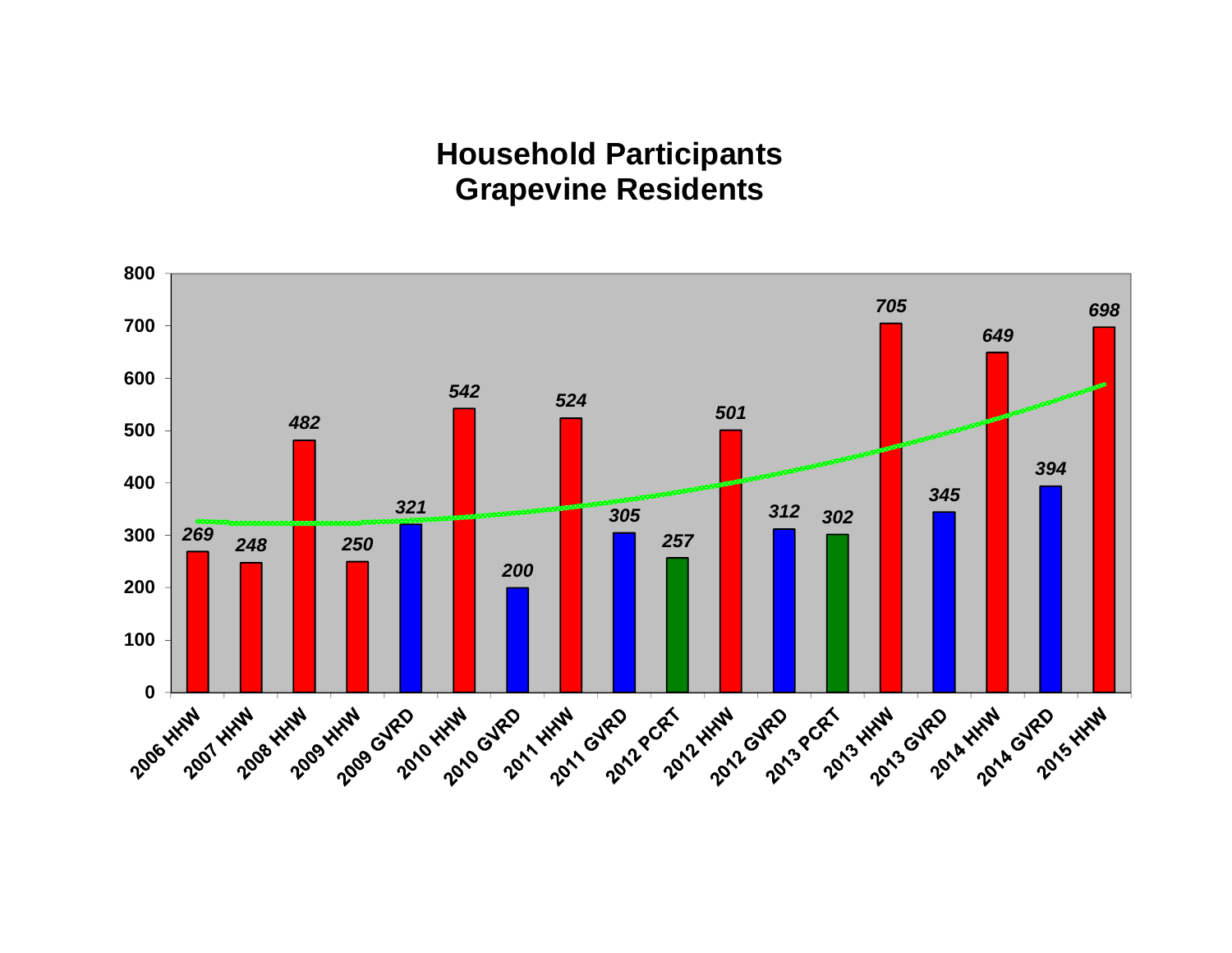# Household Participants
# Grapevine Residents

| Event | Participants |
|---|---|
| 2006 HHW | 269 |
| 2007 HHW | 248 |
| 2008 HHW | 482 |
| 2009 HHW | 250 |
| 2009 GVRD | 321 |
| 2010 HHW | 542 |
| 2010 GVRD | 200 |
| 2011 HHW | 524 |
| 2011 GVRD | 305 |
| 2012 PCRT | 257 |
| 2012 HHW | 501 |
| 2012 GVRD | 312 |
| 2013 PCRT | 302 |
| 2013 HHW | 705 |
| 2013 GVRD | 345 |
| 2014 HHW | 649 |
| 2014 GVRD | 394 |
| 2015 HHW | 698 |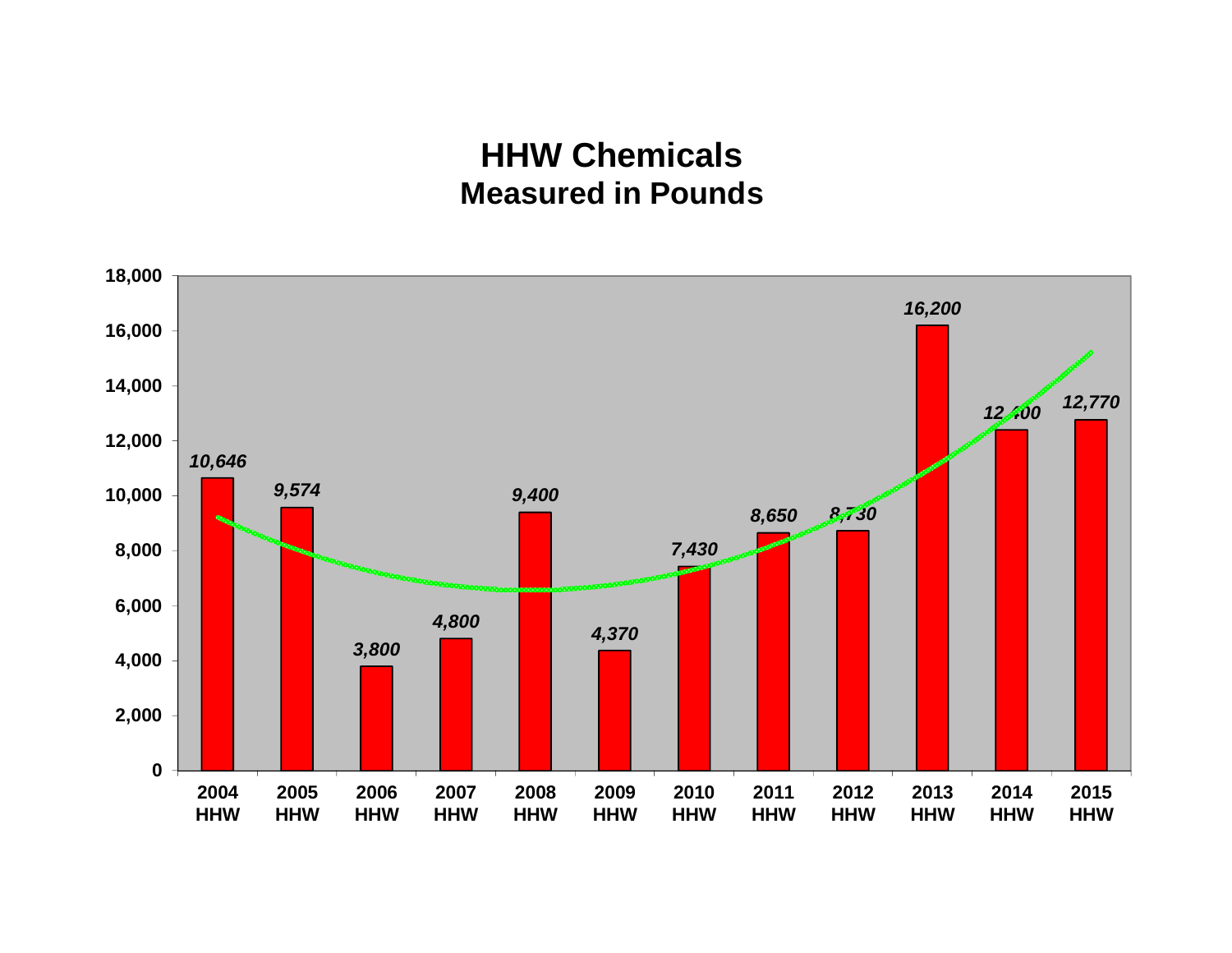# HHW Chemicals
## Measured in Pounds

| Year | Pounds |
| --- | --- |
| 2004 HHW | 10,646 |
| 2005 HHW | 9,574 |
| 2006 HHW | 3,800 |
| 2007 HHW | 4,800 |
| 2008 HHW | 9,400 |
| 2009 HHW | 4,370 |
| 2010 HHW | 7,430 |
| 2011 HHW | 8,650 |
| 2012 HHW | 8,730 |
| 2013 HHW | 16,200 |
| 2014 HHW | 12,400 |
| 2015 HHW | 12,770 |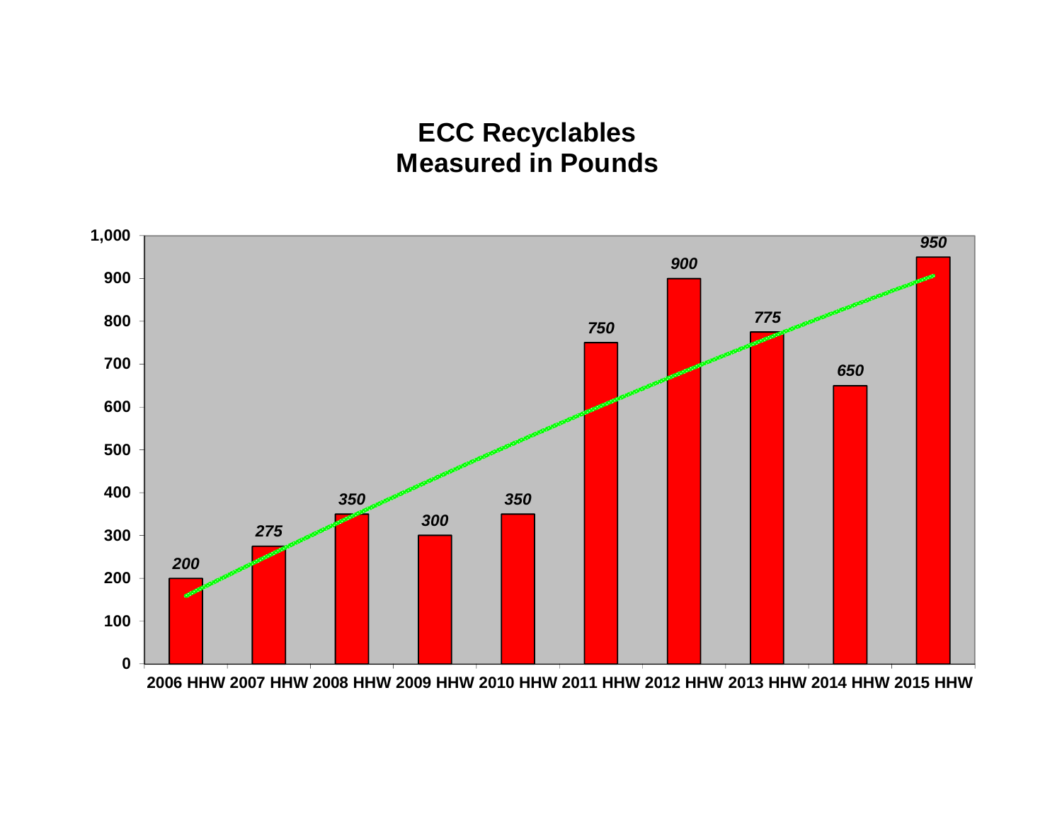# ECC Recyclables
## Measured in Pounds

| Year | Pounds |
|---|---|
| 2006 HHW | 200 |
| 2007 HHW | 275 |
| 2008 HHW | 350 |
| 2009 HHW | 300 |
| 2010 HHW | 350 |
| 2011 HHW | 750 |
| 2012 HHW | 900 |
| 2013 HHW | 775 |
| 2014 HHW | 650 |
| 2015 HHW | 950 |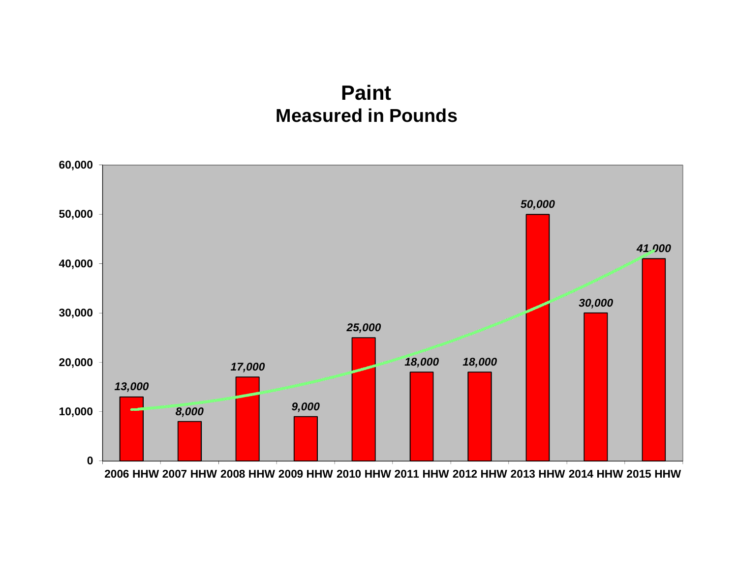# Paint
## Measured in Pounds

| Year | Pounds |
|---|---|
| 2006 HHW | 13,000 |
| 2007 HHW | 8,000 |
| 2008 HHW | 17,000 |
| 2009 HHW | 9,000 |
| 2010 HHW | 25,000 |
| 2011 HHW | 18,000 |
| 2012 HHW | 18,000 |
| 2013 HHW | 50,000 |
| 2014 HHW | 30,000 |
| 2015 HHW | 41,000 |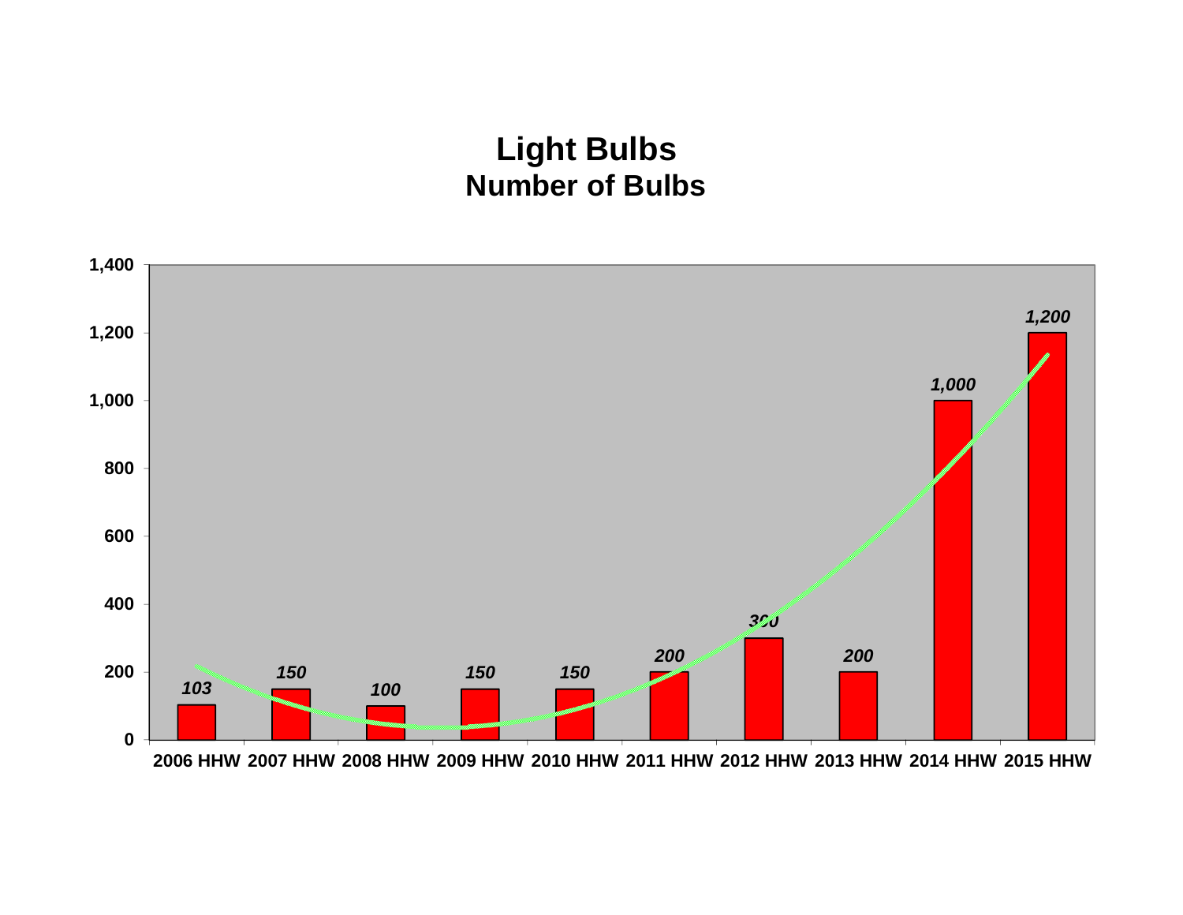# Light Bulbs
## Number of Bulbs

| Year | Number of Bulbs |
|---|---|
| 2006 HHW | 103 |
| 2007 HHW | 150 |
| 2008 HHW | 100 |
| 2009 HHW | 150 |
| 2010 HHW | 150 |
| 2011 HHW | 200 |
| 2012 HHW | 300 |
| 2013 HHW | 200 |
| 2014 HHW | 1,000 |
| 2015 HHW | 1,200 |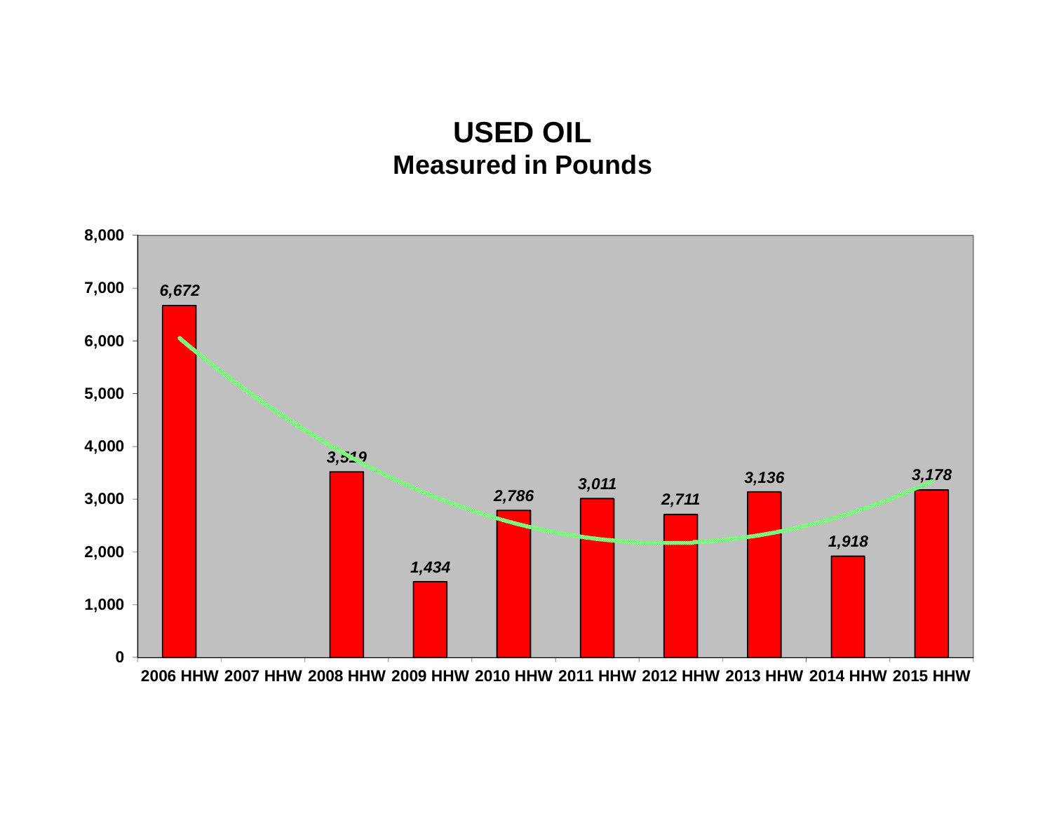# USED OIL
## Measured in Pounds

| Year | Pounds |
|---|---|
| 2006 HHW | 6,672 |
| 2007 HHW | |
| 2008 HHW | 3,519 |
| 2009 HHW | 1,434 |
| 2010 HHW | 2,786 |
| 2011 HHW | 3,011 |
| 2012 HHW | 2,711 |
| 2013 HHW | 3,136 |
| 2014 HHW | 1,918 |
| 2015 HHW | 3,178 |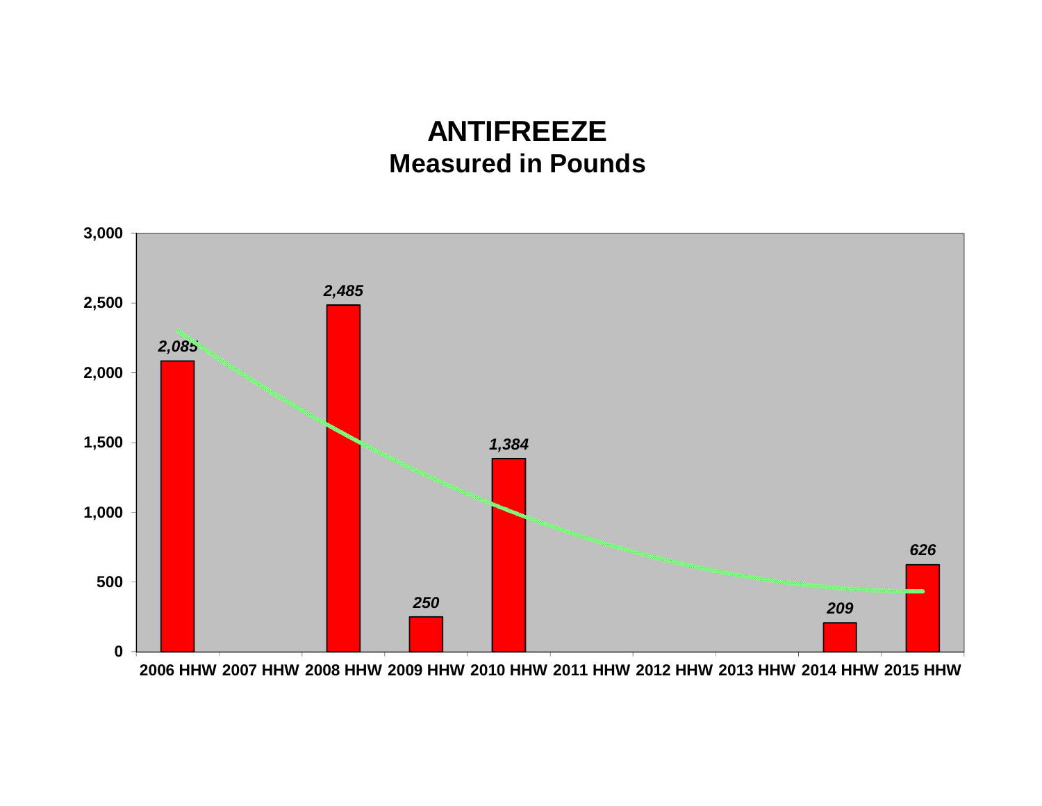# ANTIFREEZE

## Measured in Pounds

| Year | Pounds |
|---|---|
| 2006 HHW | 2,085 |
| 2007 HHW | |
| 2008 HHW | 2,485 |
| 2009 HHW | 250 |
| 2010 HHW | 1,384 |
| 2011 HHW | |
| 2012 HHW | |
| 2013 HHW | |
| 2014 HHW | 209 |
| 2015 HHW | 626 |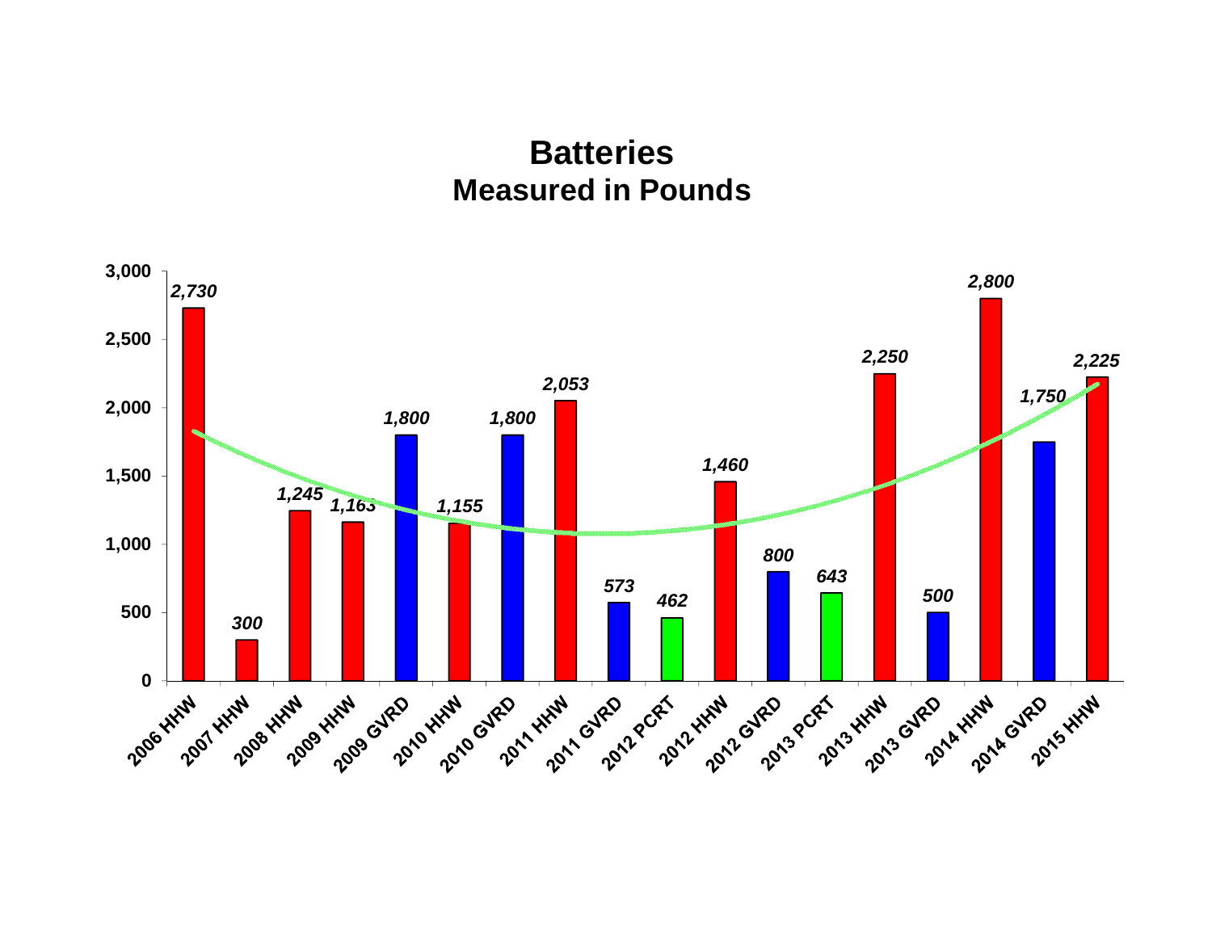# Batteries

## Measured in Pounds

| Event | Pounds |
|---|---|
| 2006 HHW | 2,730 |
| 2007 HHW | 300 |
| 2008 HHW | 1,245 |
| 2009 HHW | 1,163 |
| 2009 GVRD | 1,800 |
| 2010 HHW | 1,155 |
| 2010 GVRD | 1,800 |
| 2011 HHW | 2,053 |
| 2011 GVRD | 573 |
| 2012 PCRT | 462 |
| 2012 HHW | 1,460 |
| 2012 GVRD | 800 |
| 2013 PCRT | 643 |
| 2013 HHW | 2,250 |
| 2013 GVRD | 500 |
| 2014 HHW | 2,800 |
| 2014 GVRD | 1,750 |
| 2015 HHW | 2,225 |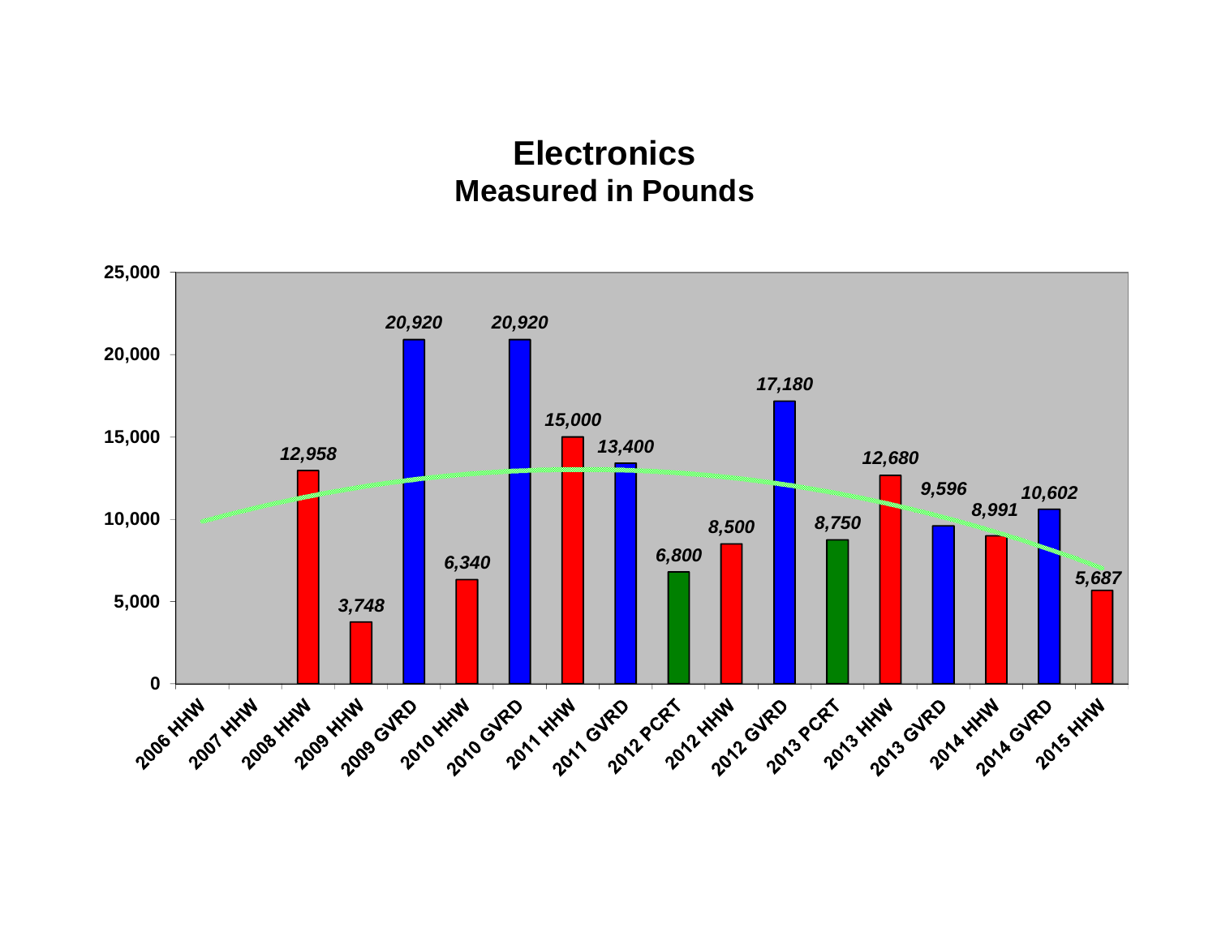# Electronics

## Measured in Pounds

| Event | Pounds |
| --- | --- |
| 2006 HHW | |
| 2007 HHW | |
| 2008 HHW | 12,958 |
| 2009 HHW | 3,748 |
| 2009 GVRD | 20,920 |
| 2010 HHW | 6,340 |
| 2010 GVRD | 20,920 |
| 2011 HHW | 15,000 |
| 2011 GVRD | 13,400 |
| 2012 PCRT | 6,800 |
| 2012 HHW | 8,500 |
| 2012 GVRD | 17,180 |
| 2013 PCRT | 8,750 |
| 2013 HHW | 12,680 |
| 2013 GVRD | 9,596 |
| 2014 HHW | 8,991 |
| 2014 GVRD | 10,602 |
| 2015 HHW | 5,687 |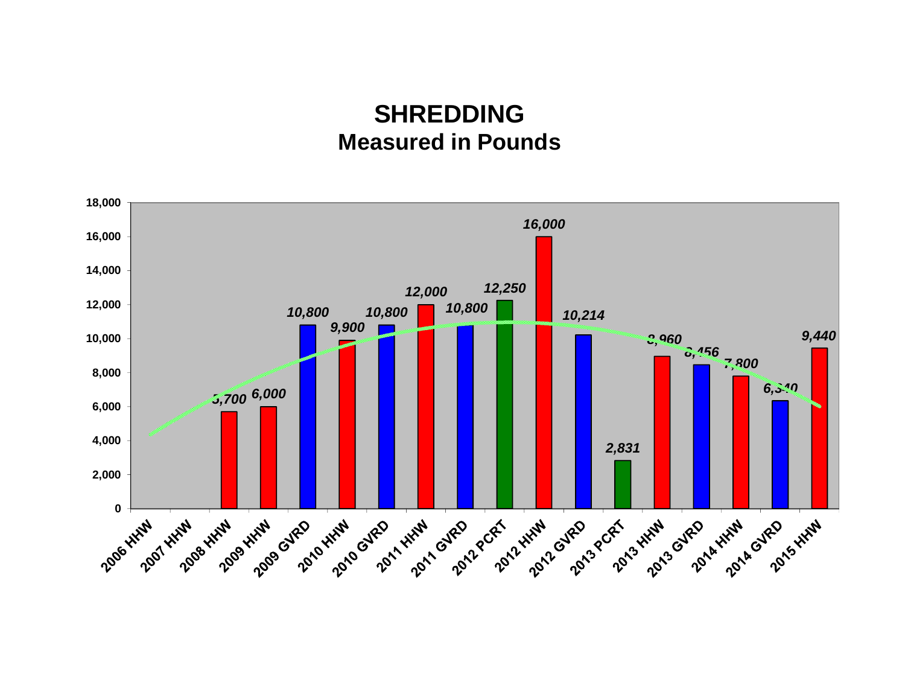# SHREDDING
## Measured in Pounds

| Event | Pounds |
|---|---|
| 2006 HHW | |
| 2007 HHW | |
| 2008 HHW | 5,700 |
| 2009 HHW | 6,000 |
| 2009 GVRD | 10,800 |
| 2010 HHW | 9,900 |
| 2010 GVRD | 10,800 |
| 2011 HHW | 12,000 |
| 2011 GVRD | 10,800 |
| 2012 PCRT | 12,250 |
| 2012 HHW | 16,000 |
| 2012 GVRD | 10,214 |
| 2013 PCRT | 2,831 |
| 2013 HHW | 8,960 |
| 2013 GVRD | 8,456 |
| 2014 HHW | 7,800 |
| 2014 GVRD | 6,340 |
| 2015 HHW | 9,440 |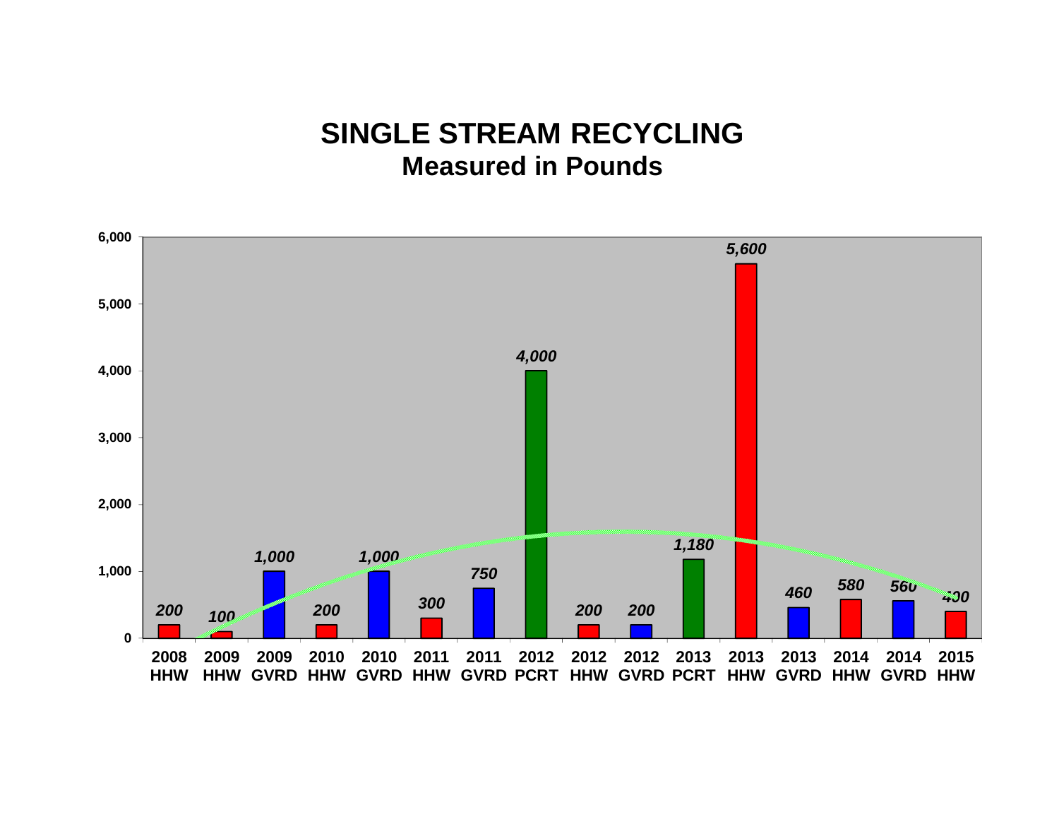# SINGLE STREAM RECYCLING
## Measured in Pounds

| Event | Pounds |
|---|---|
| 2008 HHW | 200 |
| 2009 HHW | 100 |
| 2009 GVRD | 1,000 |
| 2010 HHW | 200 |
| 2010 GVRD | 1,000 |
| 2011 HHW | 300 |
| 2011 GVRD | 750 |
| 2012 PCRT | 4,000 |
| 2012 HHW | 200 |
| 2012 GVRD | 200 |
| 2013 PCRT | 1,180 |
| 2013 HHW | 5,600 |
| 2013 GVRD | 460 |
| 2014 HHW | 580 |
| 2014 GVRD | 560 |
| 2015 HHW | 400 |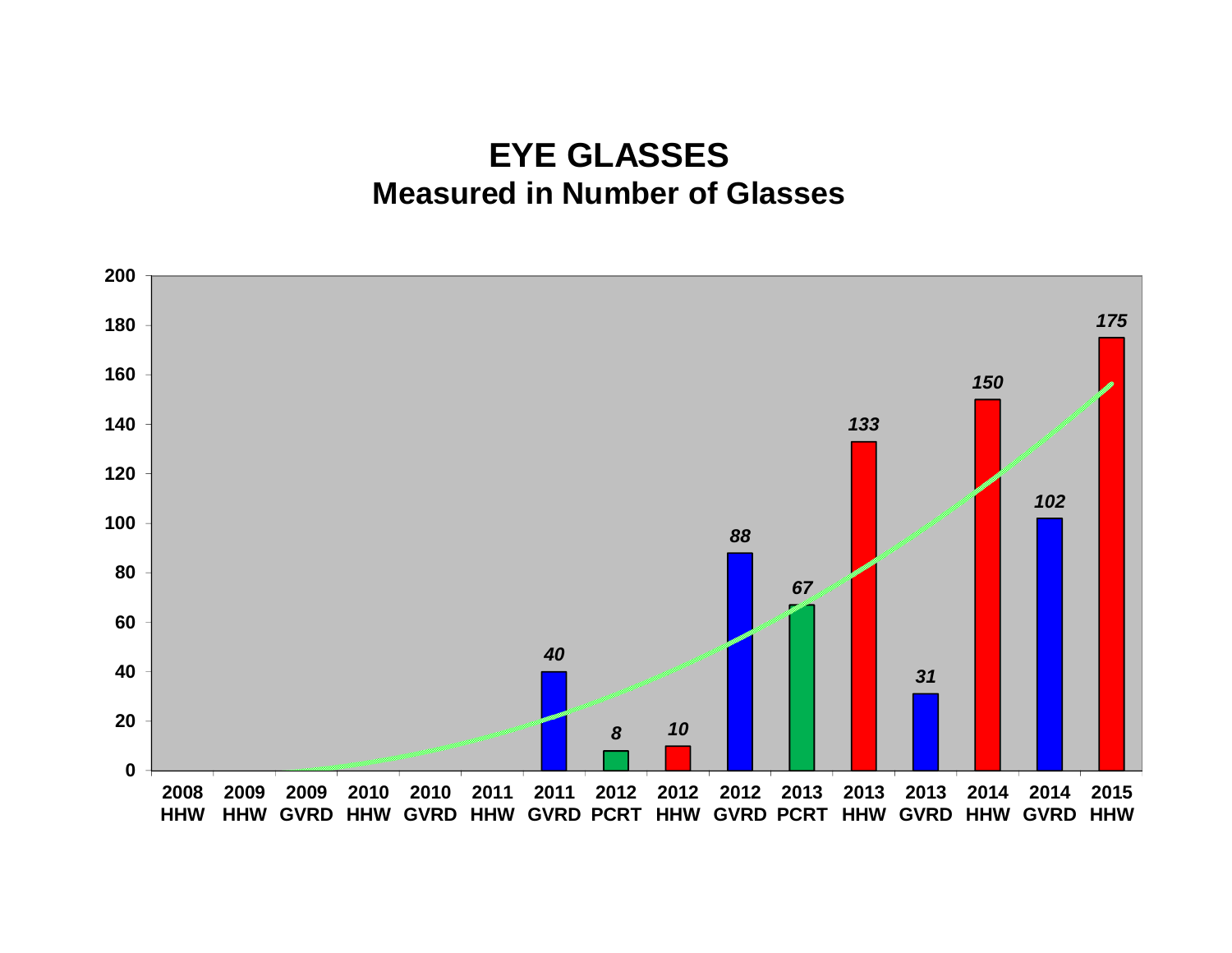# EYE GLASSES

## Measured in Number of Glasses

| Event | Number of Glasses |
|---|---|
| 2008 HHW | |
| 2009 HHW | |
| 2009 GVRD | |
| 2010 HHW | |
| 2010 GVRD | |
| 2011 HHW | |
| 2011 GVRD | 40 |
| 2012 PCRT | 8 |
| 2012 HHW | 10 |
| 2012 GVRD | 88 |
| 2013 PCRT | 67 |
| 2013 HHW | 133 |
| 2013 GVRD | 31 |
| 2014 HHW | 150 |
| 2014 GVRD | 102 |
| 2015 HHW | 175 |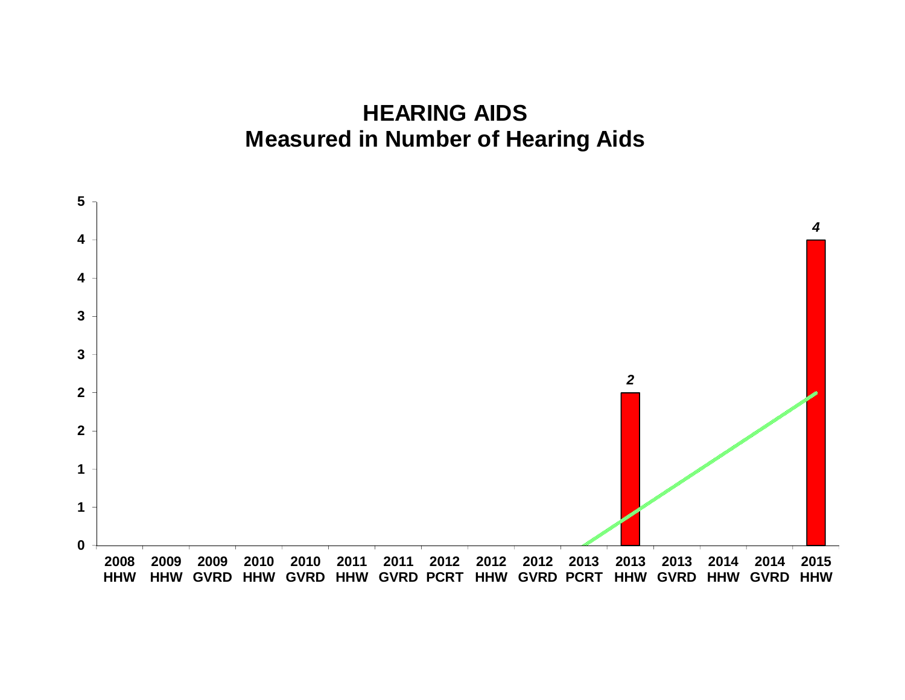# HEARING AIDS
## Measured in Number of Hearing Aids

| Period | Number of Hearing Aids |
|---|---|
| 2008 HHW | |
| 2009 HHW | |
| 2009 GVRD | |
| 2010 HHW | |
| 2010 GVRD | |
| 2011 HHW | |
| 2011 GVRD | |
| 2012 PCRT | |
| 2012 HHW | |
| 2012 GVRD | |
| 2013 PCRT | |
| 2013 HHW | 2 |
| 2013 GVRD | |
| 2014 HHW | |
| 2014 GVRD | |
| 2015 HHW | 4 |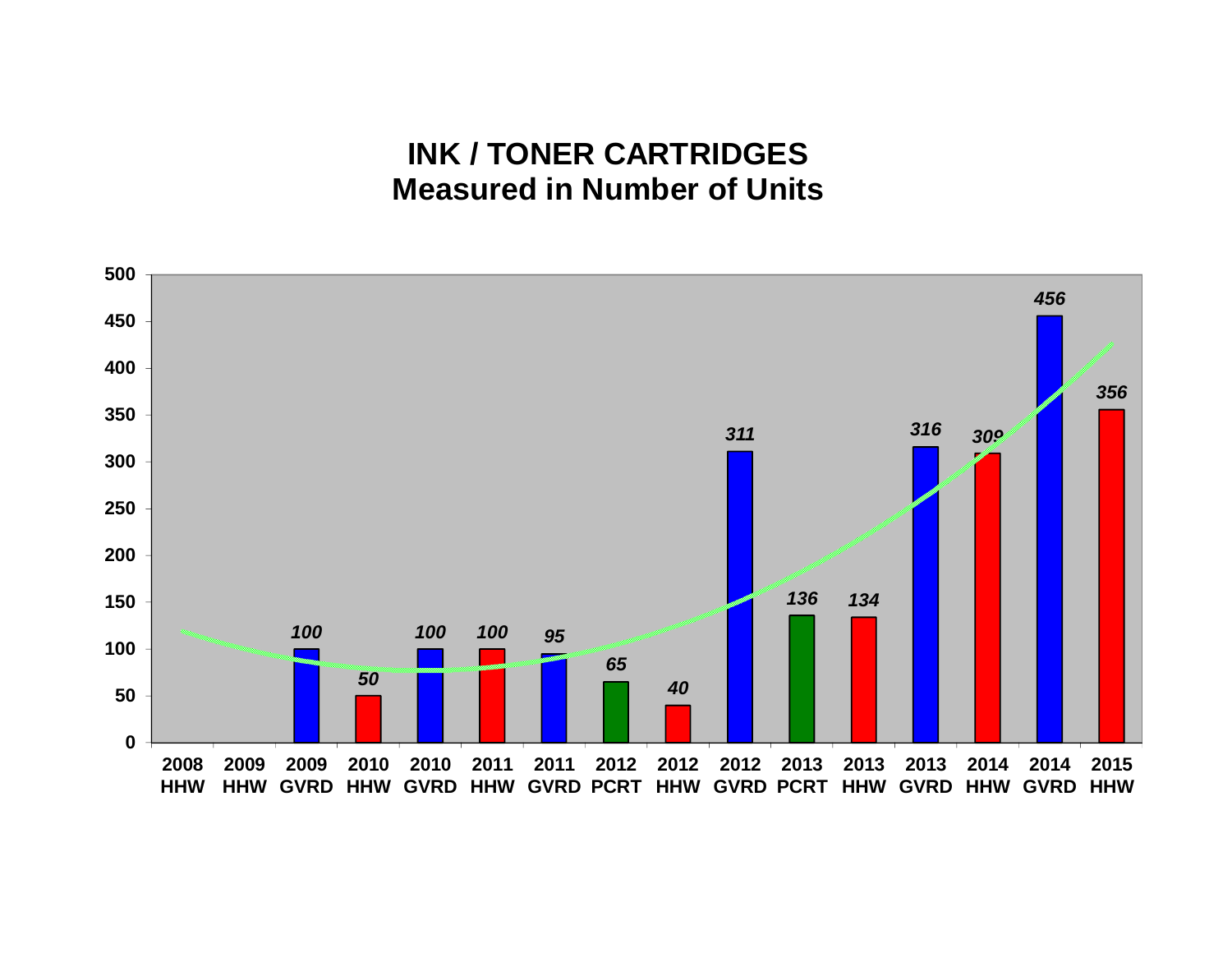# INK / TONER CARTRIDGES
## Measured in Number of Units

| Period | Units |
|---|---|
| 2008 HHW | |
| 2009 HHW | |
| 2009 GVRD | 100 |
| 2010 HHW | 50 |
| 2010 GVRD | 100 |
| 2011 HHW | 100 |
| 2011 GVRD | 95 |
| 2012 PCRT | 65 |
| 2012 HHW | 40 |
| 2012 GVRD | 311 |
| 2013 PCRT | 136 |
| 2013 HHW | 134 |
| 2013 GVRD | 316 |
| 2014 HHW | 309 |
| 2014 GVRD | 456 |
| 2015 HHW | 356 |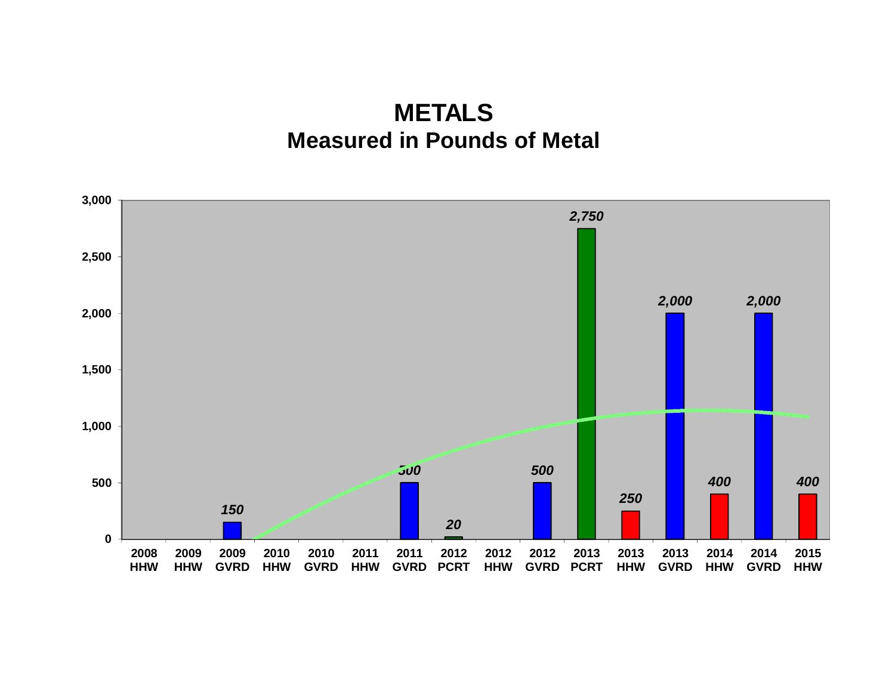# METALS
## Measured in Pounds of Metal

| Year / Source | Pounds |
|---|---|
| 2008 HHW | |
| 2009 HHW | |
| 2009 GVRD | 150 |
| 2010 HHW | |
| 2010 GVRD | |
| 2011 HHW | |
| 2011 GVRD | 500 |
| 2012 PCRT | 20 |
| 2012 HHW | |
| 2012 GVRD | 500 |
| 2013 PCRT | 2,750 |
| 2013 HHW | 250 |
| 2013 GVRD | 2,000 |
| 2014 HHW | 400 |
| 2014 GVRD | 2,000 |
| 2015 HHW | 400 |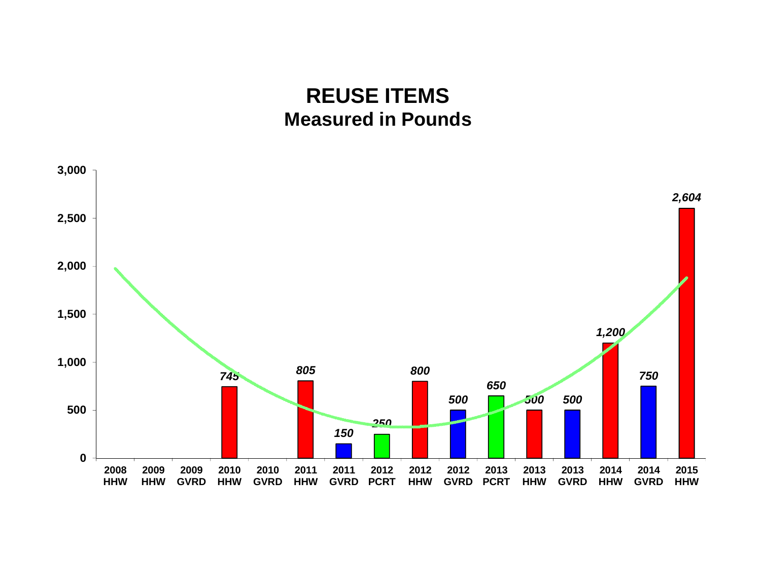# REUSE ITEMS
## Measured in Pounds

| Category | Pounds |
|---|---|
| 2008 HHW | |
| 2009 HHW | |
| 2009 GVRD | |
| 2010 HHW | 745 |
| 2010 GVRD | |
| 2011 HHW | 805 |
| 2011 GVRD | 150 |
| 2012 PCRT | 250 |
| 2012 HHW | 800 |
| 2012 GVRD | 500 |
| 2013 PCRT | 650 |
| 2013 HHW | 500 |
| 2013 GVRD | 500 |
| 2014 HHW | 1,200 |
| 2014 GVRD | 750 |
| 2015 HHW | 2,604 |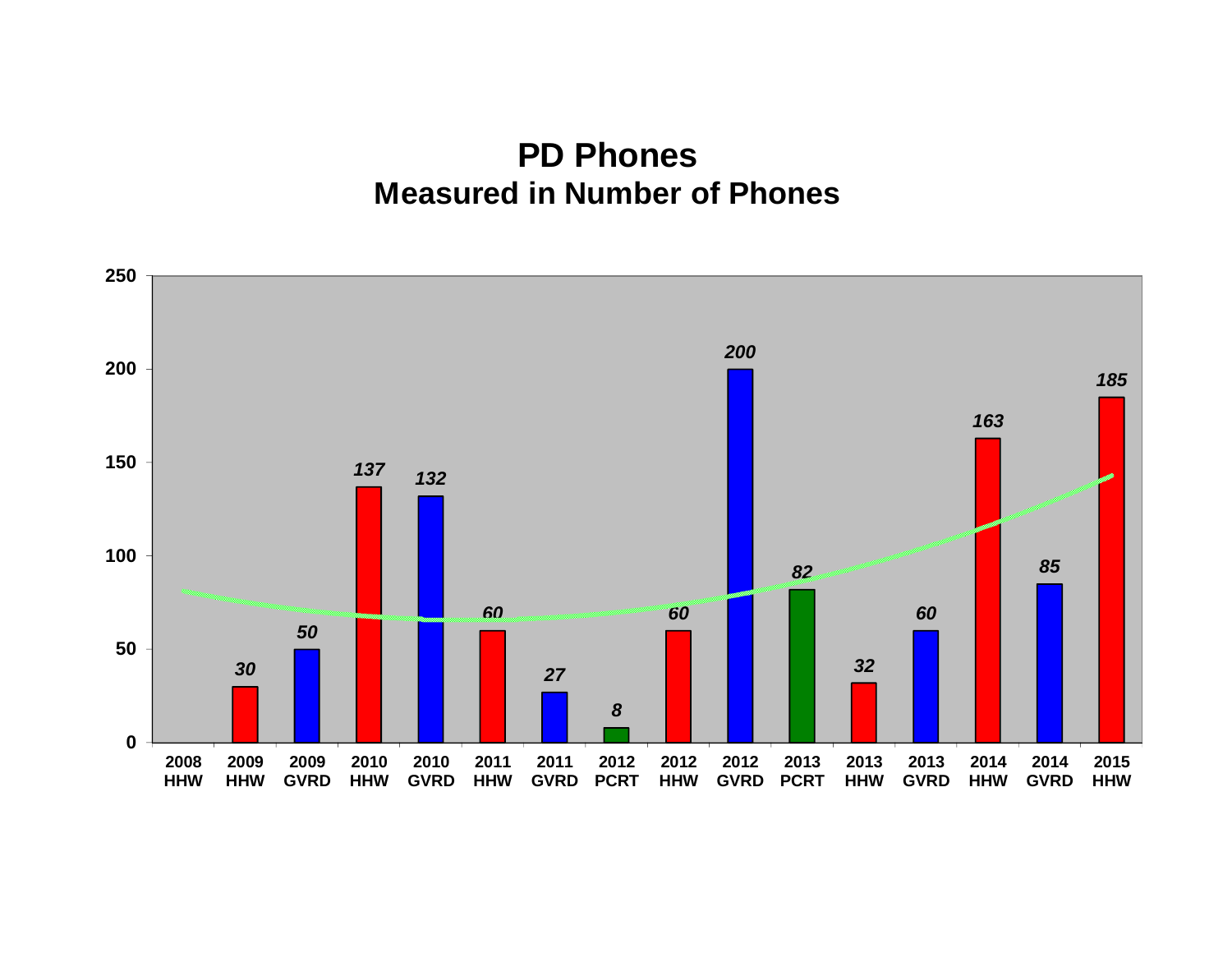# PD Phones
## Measured in Number of Phones

| Event | Number of Phones |
|---|---|
| 2008 HHW | |
| 2009 HHW | 30 |
| 2009 GVRD | 50 |
| 2010 HHW | 137 |
| 2010 GVRD | 132 |
| 2011 HHW | 60 |
| 2011 GVRD | 27 |
| 2012 PCRT | 8 |
| 2012 HHW | 60 |
| 2012 GVRD | 200 |
| 2013 PCRT | 82 |
| 2013 HHW | 32 |
| 2013 GVRD | 60 |
| 2014 HHW | 163 |
| 2014 GVRD | 85 |
| 2015 HHW | 185 |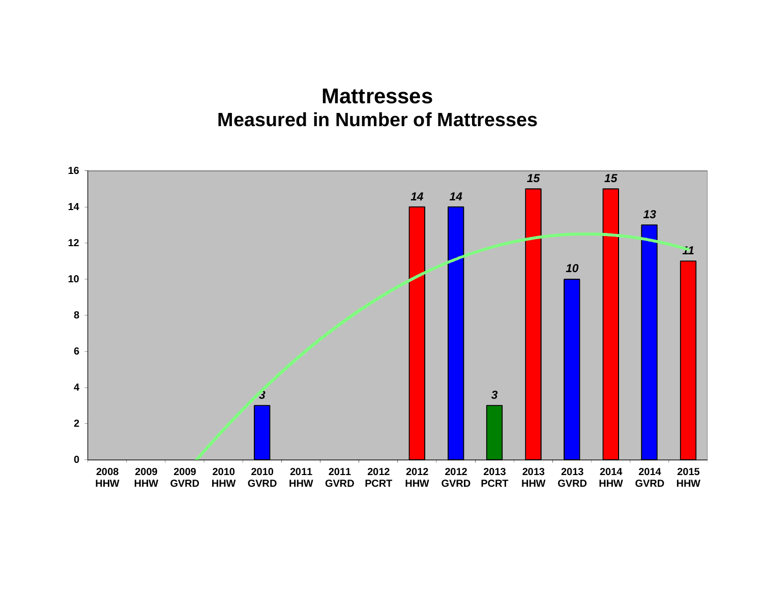# Mattresses

## Measured in Number of Mattresses

| Period | Number of Mattresses |
|---|---|
| 2008 HHW | |
| 2009 HHW | |
| 2009 GVRD | |
| 2010 HHW | |
| 2010 GVRD | 3 |
| 2011 HHW | |
| 2011 GVRD | |
| 2012 PCRT | |
| 2012 HHW | 14 |
| 2012 GVRD | 14 |
| 2013 PCRT | 3 |
| 2013 HHW | 15 |
| 2013 GVRD | 10 |
| 2014 HHW | 15 |
| 2014 GVRD | 13 |
| 2015 HHW | 11 |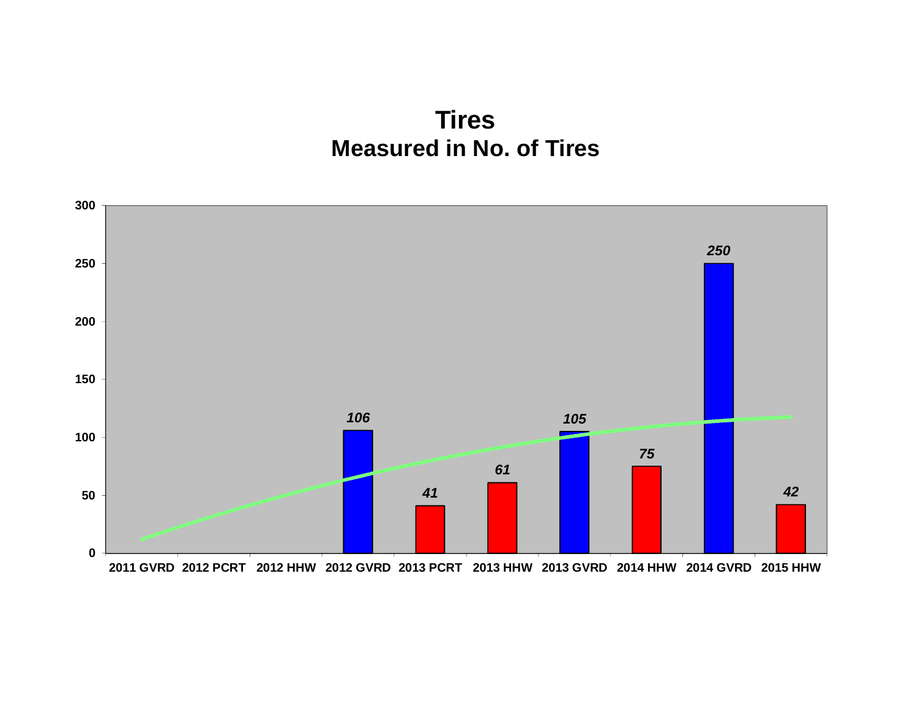# Tires
## Measured in No. of Tires

| Event | No. of Tires |
|---|---|
| 2011 GVRD | |
| 2012 PCRT | |
| 2012 HHW | |
| 2012 GVRD | 106 |
| 2013 PCRT | 41 |
| 2013 HHW | 61 |
| 2013 GVRD | 105 |
| 2014 HHW | 75 |
| 2014 GVRD | 250 |
| 2015 HHW | 42 |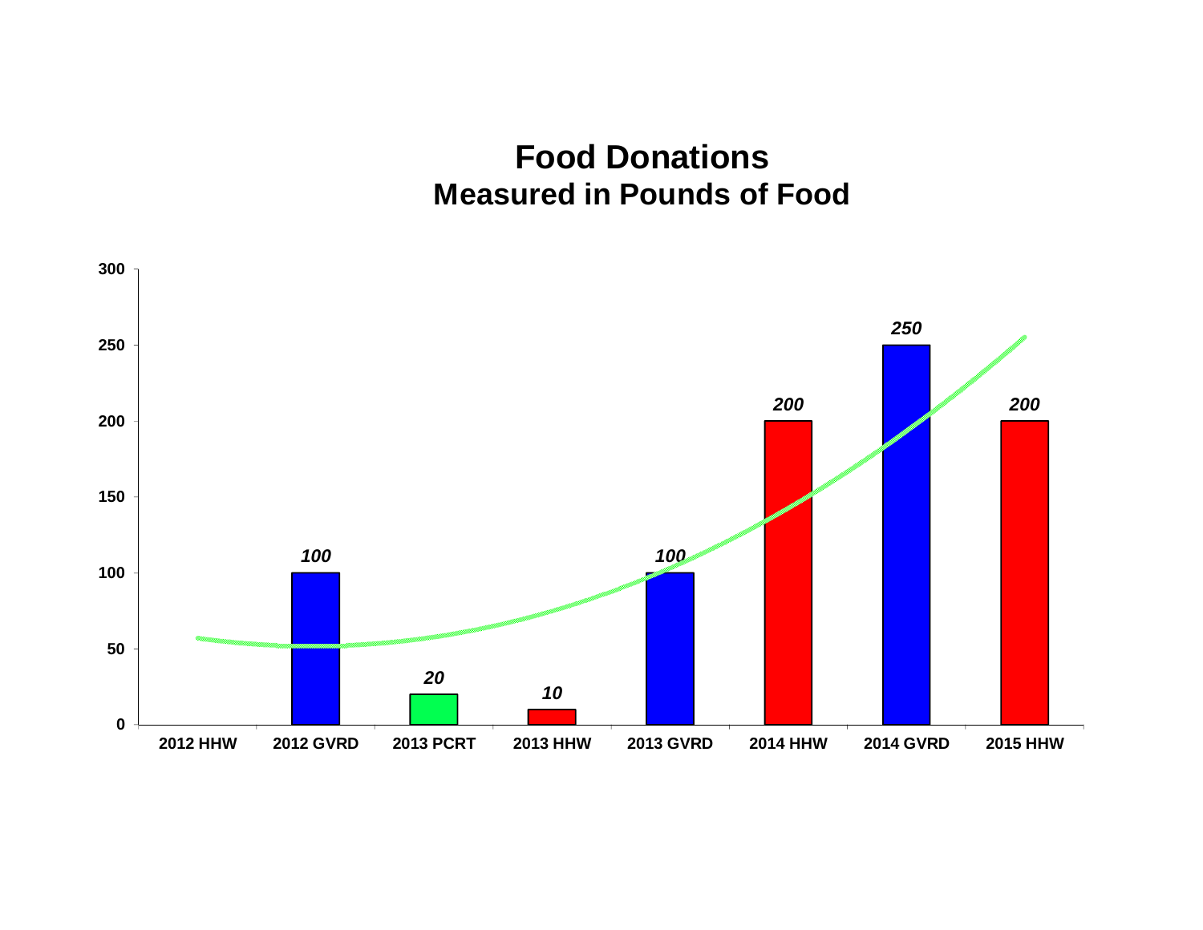# Food Donations
## Measured in Pounds of Food

300
250
200
150
100
50
0

100
20
10
100
200
250
200

2012 HHW
2012 GVRD
2013 PCRT
2013 HHW
2013 GVRD
2014 HHW
2014 GVRD
2015 HHW